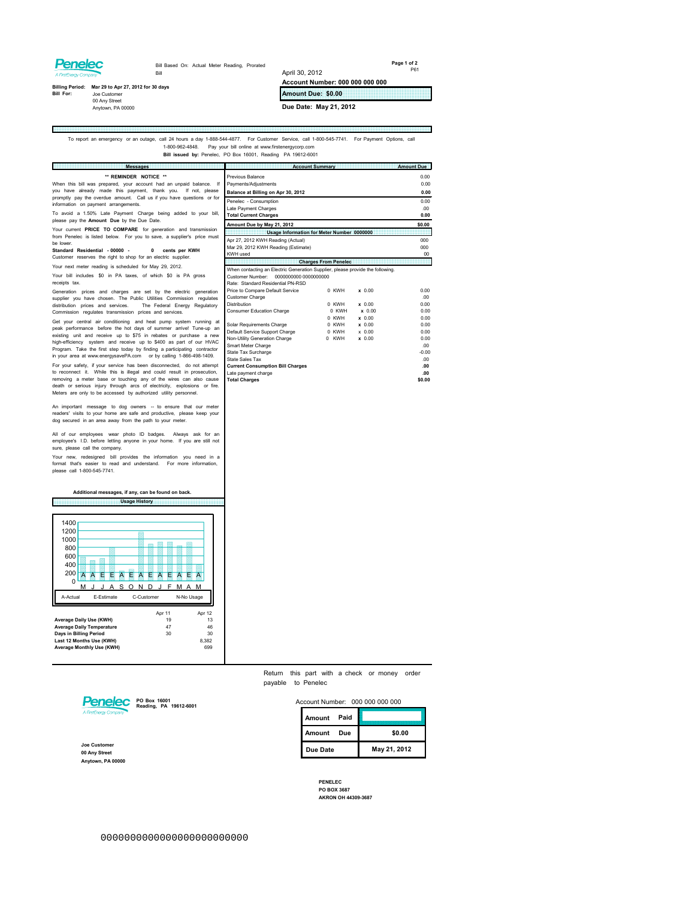**Penelec**
A FirstEnergy Company

Bill Based On: Actual Meter Reading, Prorated Bill

April 30, 2012

P61

**Account Number: 000 000 000 000**

**Amount Due: $0.00**

**Due Date: May 21, 2012**

**Billing Period:** Mar 29 to Apr 27, 2012 for 30 days

**Bill For:** Joe Customer
00 Any Street
Anytown, PA 00000

To report an emergency or an outage, call 24 hours a day 1-888-544-4877. For Customer Service, call 1-800-545-7741. For Payment Options, call 1-800-962-4848. Pay your bill online at www.firstenergycorp.com

**Bill issued by:** Penelec, PO Box 16001, Reading PA 19612-6001

## Messages

**\*\* REMINDER NOTICE \*\***

When this bill was prepared, your account had an unpaid balance. If you have already made this payment, thank you. If not, please promptly pay the overdue amount. Call us if you have questions or for information on payment arrangements.

To avoid a 1.50% Late Payment Charge being added to your bill, please pay the **Amount Due** by the Due Date.

Your current **PRICE TO COMPARE** for generation and transmission from Penelec is listed below. For you to save, a supplier's price must be lower.

**Standard Residential - 00000 - 0 cents per KWH**

Customer reserves the right to shop for an electric supplier.

Your next meter reading is scheduled for May 29, 2012.

Your bill includes $0 in PA taxes, of which $0 is PA gross receipts tax.

Generation prices and charges are set by the electric generation supplier you have chosen. The Public Utilities Commission regulates distribution prices and services. The Federal Energy Regulatory Commission regulates transmission prices and services.

Get your central air conditioning and heat pump system running at peak performance before the hot days of summer arrive! Tune-up an existing unit and receive up to $75 in rebates or purchase a new high-efficiency system and receive up to $400 as part of our HVAC Program. Take the first step today by finding a participating contractor in your area at www.energysavePA.com or by calling 1-866-498-1409.

For your safety, if your service has been disconnected, do not attempt to reconnect it. While this is illegal and could result in prosecution, removing a meter base or touching any of the wires can also cause death or serious injury through arcs of electricity, explosions or fire. Meters are only to be accessed by authorized utility personnel.

An important message to dog owners -- to ensure that our meter readers' visits to your home are safe and productive, please keep your dog secured in an area away from the path to your meter.

All of our employees wear photo ID badges. Always ask for an employee's I.D. before letting anyone in your home. If you are still not sure, please call the company.

Your new, redesigned bill provides the information you need in a format that's easier to read and understand. For more information, please call 1-800-545-7741.

**Additional messages, if any, can be found on back.**

## Usage History

Bar chart of monthly usage (0–1400 KWH), months M J J A S O N D J F M A M, reading types A E A E A E A E A E A E A.

A-Actual E-Estimate C-Customer N-No Usage

| | Apr 11 | Apr 12 |
|---|---|---|
| **Average Daily Use (KWH)** | 19 | 13 |
| **Average Daily Temperature** | 47 | 46 |
| **Days in Billing Period** | 30 | 30 |
| **Last 12 Months Use (KWH)** | | 8,382 |
| **Average Monthly Use (KWH)** | | 699 |

## Account Summary

| Account Summary | Amount Due |
|---|---|
| Previous Balance | 0.00 |
| Payments/Adjustments | 0.00 |
| **Balance at Billing on Apr 30, 2012** | **0.00** |
| Penelec - Consumption | 0.00 |
| Late Payment Charges | .00 |
| **Total Current Charges** | **0.00** |
| **Amount Due by May 21, 2012** | **$0.00** |

### Usage Information for Meter Number 0000000

| | |
|---|---|
| Apr 27, 2012 KWH Reading (Actual) | 000 |
| Mar 29, 2012 KWH Reading (Estimate) | 000 |
| KWH used | 00 |

### Charges From Penelec

When contacting an Electric Generation Supplier, please provide the following.
Customer Number: 0000000000 0000000000
Rate: Standard Residential PN-RSD

| | | | |
|---|---|---|---|
| Price to Compare Default Service | 0 KWH | x 0.00 | 0.00 |
| Customer Charge | | | .00 |
| Distribution | 0 KWH | x 0.00 | 0.00 |
| Consumer Education Charge | 0 KWH | x 0.00 | 0.00 |
| | 0 KWH | x 0.00 | 0.00 |
| Solar Requirements Charge | 0 KWH | x 0.00 | 0.00 |
| Default Service Support Charge | 0 KWH | x 0.00 | 0.00 |
| Non-Utility Generation Charge | 0 KWH | x 0.00 | 0.00 |
| Smart Meter Charge | | | .00 |
| State Tax Surcharge | | | -0.00 |
| State Sales Tax | | | .00 |
| **Current Consumption Bill Charges** | | | **.00** |
| Late payment charge | | | **.00** |
| **Total Charges** | | | **$0.00** |

---

Return this part with a check or money order payable to Penelec

**Penelec**
A FirstEnergy Company
**PO Box 16001**
**Reading, PA 19612-6001**

Account Number: 000 000 000 000

| | |
|---|---|
| **Amount Paid** | |
| **Amount Due** | **$0.00** |
| **Due Date** | **May 21, 2012** |

**Joe Customer**
**00 Any Street**
**Anytown, PA 00000**

**PENELEC**
**PO BOX 3687**
**AKRON OH 44309-3687**

0000000000000000000000000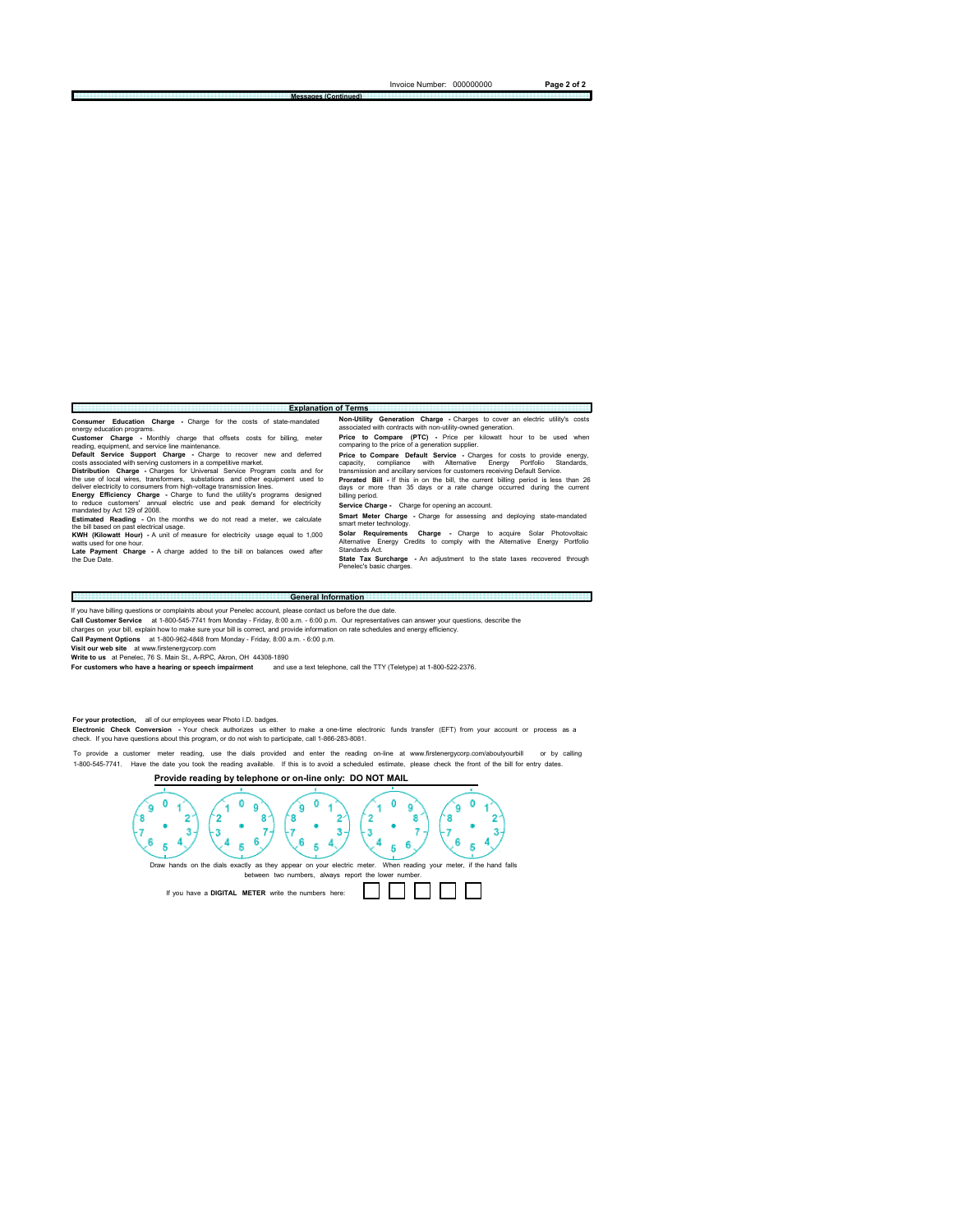Invoice Number: 000000000

## Messages (Continued)

## Explanation of Terms

**Consumer Education Charge -** Charge for the costs of state-mandated energy education programs.

**Customer Charge -** Monthly charge that offsets costs for billing, meter reading, equipment, and service line maintenance.

**Default Service Support Charge -** Charge to recover new and deferred costs associated with serving customers in a competitive market.

**Distribution Charge -** Charges for Universal Service Program costs and for the use of local wires, transformers, substations and other equipment used to deliver electricity to consumers from high-voltage transmission lines.

**Energy Efficiency Charge -** Charge to fund the utility's programs designed to reduce customers' annual electric use and peak demand for electricity mandated by Act 129 of 2008.

**Estimated Reading -** On the months we do not read a meter, we calculate the bill based on past electrical usage.

**KWH (Kilowatt Hour) -** A unit of measure for electricity usage equal to 1,000 watts used for one hour.

**Late Payment Charge -** A charge added to the bill on balances owed after the Due Date.

**Non-Utility Generation Charge -** Charges to cover an electric utility's costs associated with contracts with non-utility-owned generation.

**Price to Compare (PTC) -** Price per kilowatt hour to be used when comparing to the price of a generation supplier.

**Price to Compare Default Service -** Charges for costs to provide energy, capacity, compliance with Alternative Energy Portfolio Standards, transmission and ancillary services for customers receiving Default Service.

**Prorated Bill -** If this in on the bill, the current billing period is less than 26 days or more than 35 days or a rate change occurred during the current billing period.

**Service Charge -** Charge for opening an account.

**Smart Meter Charge -** Charge for assessing and deploying state-mandated smart meter technology.

**Solar Requirements Charge -** Charge to acquire Solar Photovoltaic Alternative Energy Credits to comply with the Alternative Energy Portfolio Standards Act.

**State Tax Surcharge -** An adjustment to the state taxes recovered through Penelec's basic charges.

## General Information

If you have billing questions or complaints about your Penelec account, please contact us before the due date.

**Call Customer Service** at 1-800-545-7741 from Monday - Friday, 8:00 a.m. - 6:00 p.m. Our representatives can answer your questions, describe the charges on your bill, explain how to make sure your bill is correct, and provide information on rate schedules and energy efficiency.

**Call Payment Options** at 1-800-962-4848 from Monday - Friday, 8:00 a.m. - 6:00 p.m.

**Visit our web site** at www.firstenergycorp.com

**Write to us** at Penelec, 76 S. Main St., A-RPC, Akron, OH 44308-1890

**For customers who have a hearing or speech impairment** and use a text telephone, call the TTY (Teletype) at 1-800-522-2376.

**For your protection,** all of our employees wear Photo I.D. badges.

**Electronic Check Conversion -** Your check authorizes us either to make a one-time electronic funds transfer (EFT) from your account or process as a check. If you have questions about this program, or do not wish to participate, call 1-866-283-8081.

To provide a customer meter reading, use the dials provided and enter the reading on-line at www.firstenergycorp.com/aboutyourbill or by calling 1-800-545-7741. Have the date you took the reading available. If this is to avoid a scheduled estimate, please check the front of the bill for entry dates.

**Provide reading by telephone or on-line only: DO NOT MAIL**

Draw hands on the dials exactly as they appear on your electric meter. When reading your meter, if the hand falls between two numbers, always report the lower number.

If you have a **DIGITAL METER** write the numbers here: